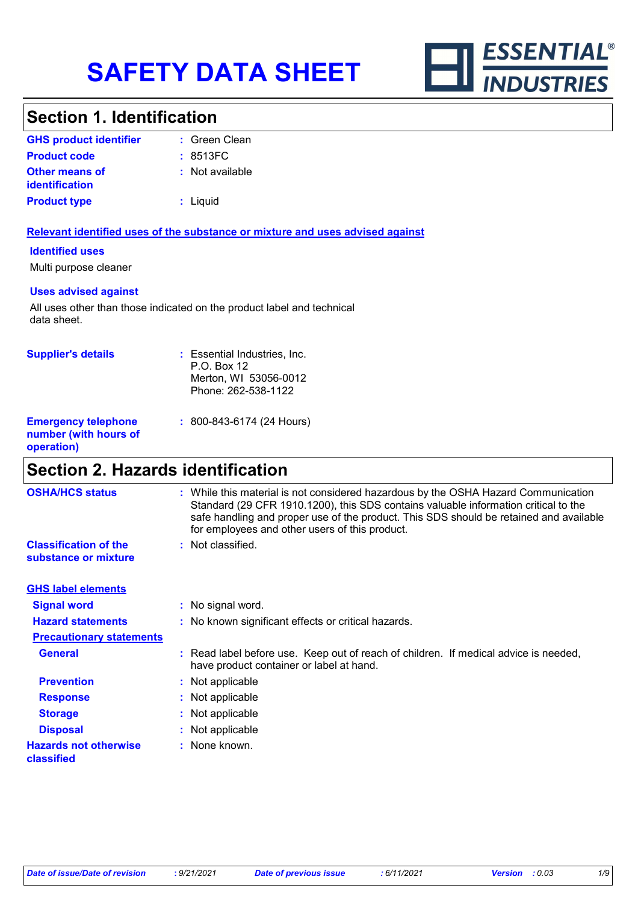# SAFETY DATA SHEET

ESSENTIAL® INDUSTRIES

## Section 1. Identification

**GHS product identifier** : Green Clean

**Product code** : 8513FC

**Other means of identification** : Not available

**Product type** : Liquid

**Relevant identified uses of the substance or mixture and uses advised against**

**Identified uses**

Multi purpose cleaner

**Uses advised against**

All uses other than those indicated on the product label and technical data sheet.

**Supplier's details** : Essential Industries, Inc.
P.O. Box 12
Merton, WI 53056-0012
Phone: 262-538-1122

**Emergency telephone number (with hours of operation)** : 800-843-6174 (24 Hours)

## Section 2. Hazards identification

**OSHA/HCS status** : While this material is not considered hazardous by the OSHA Hazard Communication Standard (29 CFR 1910.1200), this SDS contains valuable information critical to the safe handling and proper use of the product. This SDS should be retained and available for employees and other users of this product.

**Classification of the substance or mixture** : Not classified.

**GHS label elements**

**Signal word** : No signal word.

**Hazard statements** : No known significant effects or critical hazards.

**Precautionary statements**

**General** : Read label before use. Keep out of reach of children. If medical advice is needed, have product container or label at hand.

**Prevention** : Not applicable

**Response** : Not applicable

**Storage** : Not applicable

**Disposal** : Not applicable

**Hazards not otherwise classified** : None known.

*Date of issue/Date of revision* : 9/21/2021 *Date of previous issue* : 6/11/2021 *Version* : 0.03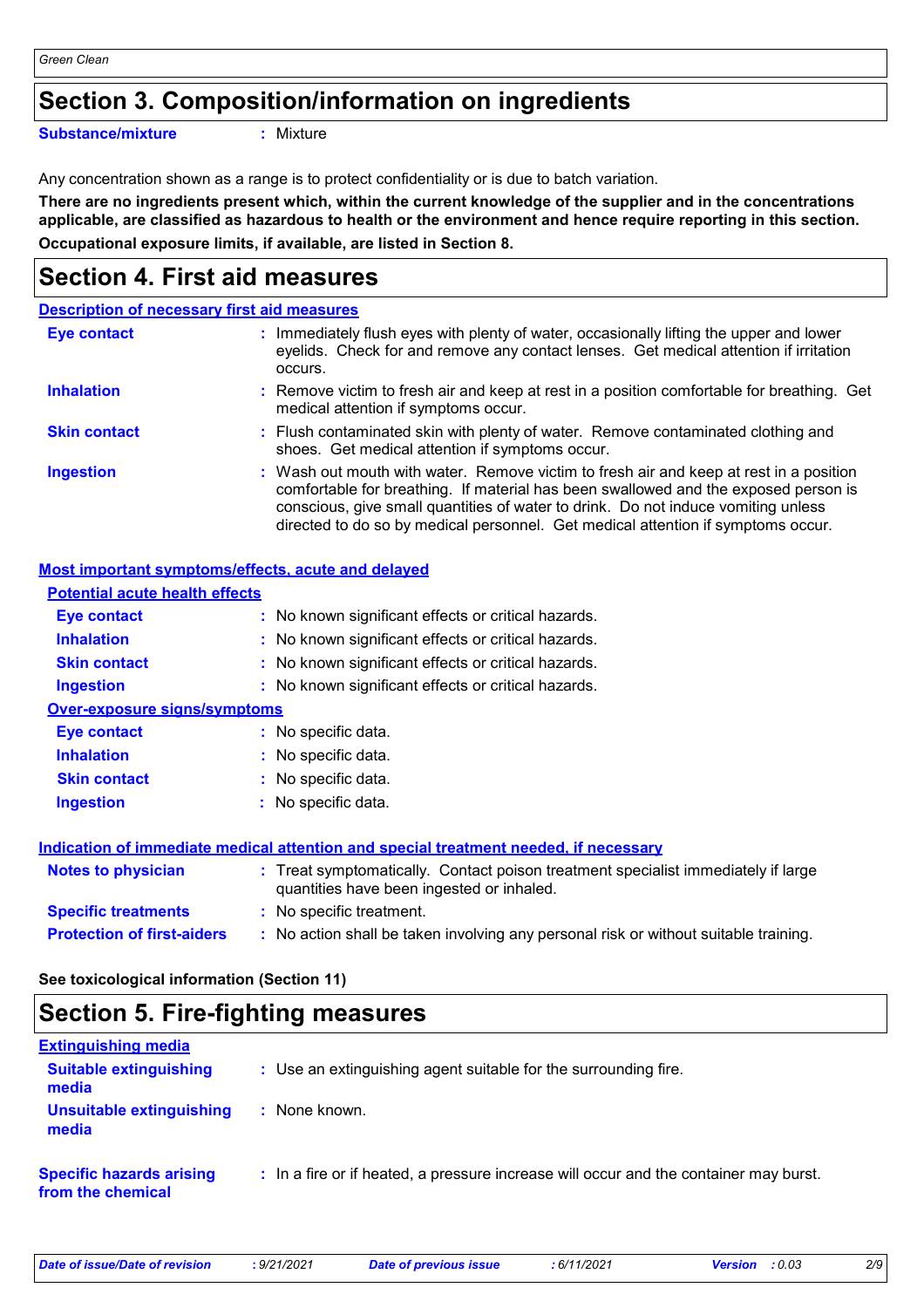## Section 3. Composition/information on ingredients

**Substance/mixture** : Mixture

Any concentration shown as a range is to protect confidentiality or is due to batch variation.

**There are no ingredients present which, within the current knowledge of the supplier and in the concentrations applicable, are classified as hazardous to health or the environment and hence require reporting in this section.**

**Occupational exposure limits, if available, are listed in Section 8.**

## Section 4. First aid measures

### Description of necessary first aid measures

**Eye contact** : Immediately flush eyes with plenty of water, occasionally lifting the upper and lower eyelids. Check for and remove any contact lenses. Get medical attention if irritation occurs.

**Inhalation** : Remove victim to fresh air and keep at rest in a position comfortable for breathing. Get medical attention if symptoms occur.

**Skin contact** : Flush contaminated skin with plenty of water. Remove contaminated clothing and shoes. Get medical attention if symptoms occur.

**Ingestion** : Wash out mouth with water. Remove victim to fresh air and keep at rest in a position comfortable for breathing. If material has been swallowed and the exposed person is conscious, give small quantities of water to drink. Do not induce vomiting unless directed to do so by medical personnel. Get medical attention if symptoms occur.

### Most important symptoms/effects, acute and delayed

#### Potential acute health effects

**Eye contact** : No known significant effects or critical hazards.

**Inhalation** : No known significant effects or critical hazards.

**Skin contact** : No known significant effects or critical hazards.

**Ingestion** : No known significant effects or critical hazards.

#### Over-exposure signs/symptoms

**Eye contact** : No specific data.

**Inhalation** : No specific data.

**Skin contact** : No specific data.

**Ingestion** : No specific data.

### Indication of immediate medical attention and special treatment needed, if necessary

**Notes to physician** : Treat symptomatically. Contact poison treatment specialist immediately if large quantities have been ingested or inhaled.

**Specific treatments** : No specific treatment.

**Protection of first-aiders** : No action shall be taken involving any personal risk or without suitable training.

**See toxicological information (Section 11)**

## Section 5. Fire-fighting measures

### Extinguishing media

**Suitable extinguishing media** : Use an extinguishing agent suitable for the surrounding fire.

**Unsuitable extinguishing media** : None known.

**Specific hazards arising from the chemical** : In a fire or if heated, a pressure increase will occur and the container may burst.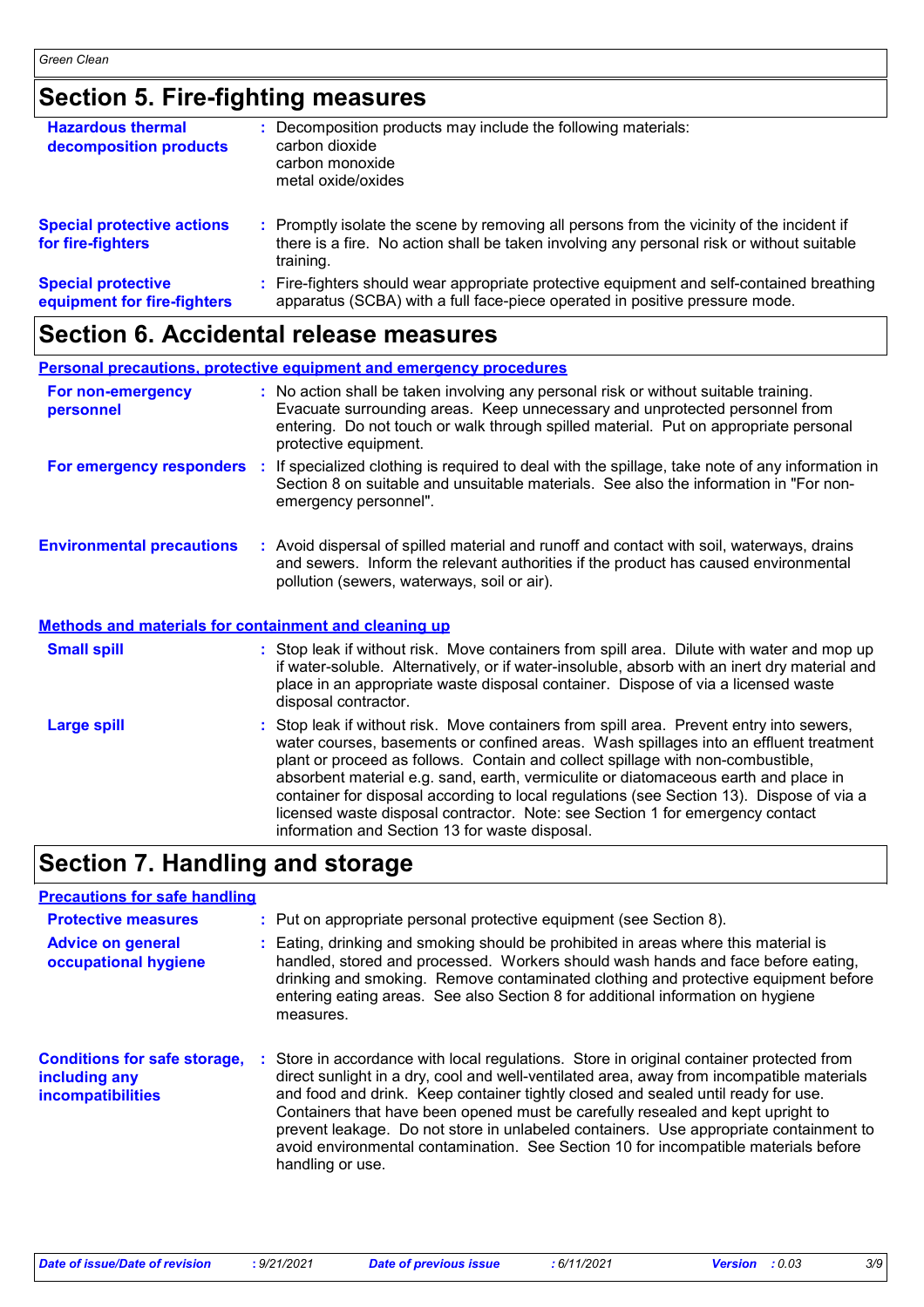## Section 5. Fire-fighting measures

**Hazardous thermal decomposition products** : Decomposition products may include the following materials:
carbon dioxide
carbon monoxide
metal oxide/oxides

**Special protective actions for fire-fighters** : Promptly isolate the scene by removing all persons from the vicinity of the incident if there is a fire. No action shall be taken involving any personal risk or without suitable training.

**Special protective equipment for fire-fighters** : Fire-fighters should wear appropriate protective equipment and self-contained breathing apparatus (SCBA) with a full face-piece operated in positive pressure mode.

## Section 6. Accidental release measures

### Personal precautions, protective equipment and emergency procedures

**For non-emergency personnel** : No action shall be taken involving any personal risk or without suitable training. Evacuate surrounding areas. Keep unnecessary and unprotected personnel from entering. Do not touch or walk through spilled material. Put on appropriate personal protective equipment.

**For emergency responders** : If specialized clothing is required to deal with the spillage, take note of any information in Section 8 on suitable and unsuitable materials. See also the information in "For non-emergency personnel".

**Environmental precautions** : Avoid dispersal of spilled material and runoff and contact with soil, waterways, drains and sewers. Inform the relevant authorities if the product has caused environmental pollution (sewers, waterways, soil or air).

### Methods and materials for containment and cleaning up

**Small spill** : Stop leak if without risk. Move containers from spill area. Dilute with water and mop up if water-soluble. Alternatively, or if water-insoluble, absorb with an inert dry material and place in an appropriate waste disposal container. Dispose of via a licensed waste disposal contractor.

**Large spill** : Stop leak if without risk. Move containers from spill area. Prevent entry into sewers, water courses, basements or confined areas. Wash spillages into an effluent treatment plant or proceed as follows. Contain and collect spillage with non-combustible, absorbent material e.g. sand, earth, vermiculite or diatomaceous earth and place in container for disposal according to local regulations (see Section 13). Dispose of via a licensed waste disposal contractor. Note: see Section 1 for emergency contact information and Section 13 for waste disposal.

## Section 7. Handling and storage

### Precautions for safe handling

**Protective measures** : Put on appropriate personal protective equipment (see Section 8).

**Advice on general occupational hygiene** : Eating, drinking and smoking should be prohibited in areas where this material is handled, stored and processed. Workers should wash hands and face before eating, drinking and smoking. Remove contaminated clothing and protective equipment before entering eating areas. See also Section 8 for additional information on hygiene measures.

**Conditions for safe storage, including any incompatibilities** : Store in accordance with local regulations. Store in original container protected from direct sunlight in a dry, cool and well-ventilated area, away from incompatible materials and food and drink. Keep container tightly closed and sealed until ready for use. Containers that have been opened must be carefully resealed and kept upright to prevent leakage. Do not store in unlabeled containers. Use appropriate containment to avoid environmental contamination. See Section 10 for incompatible materials before handling or use.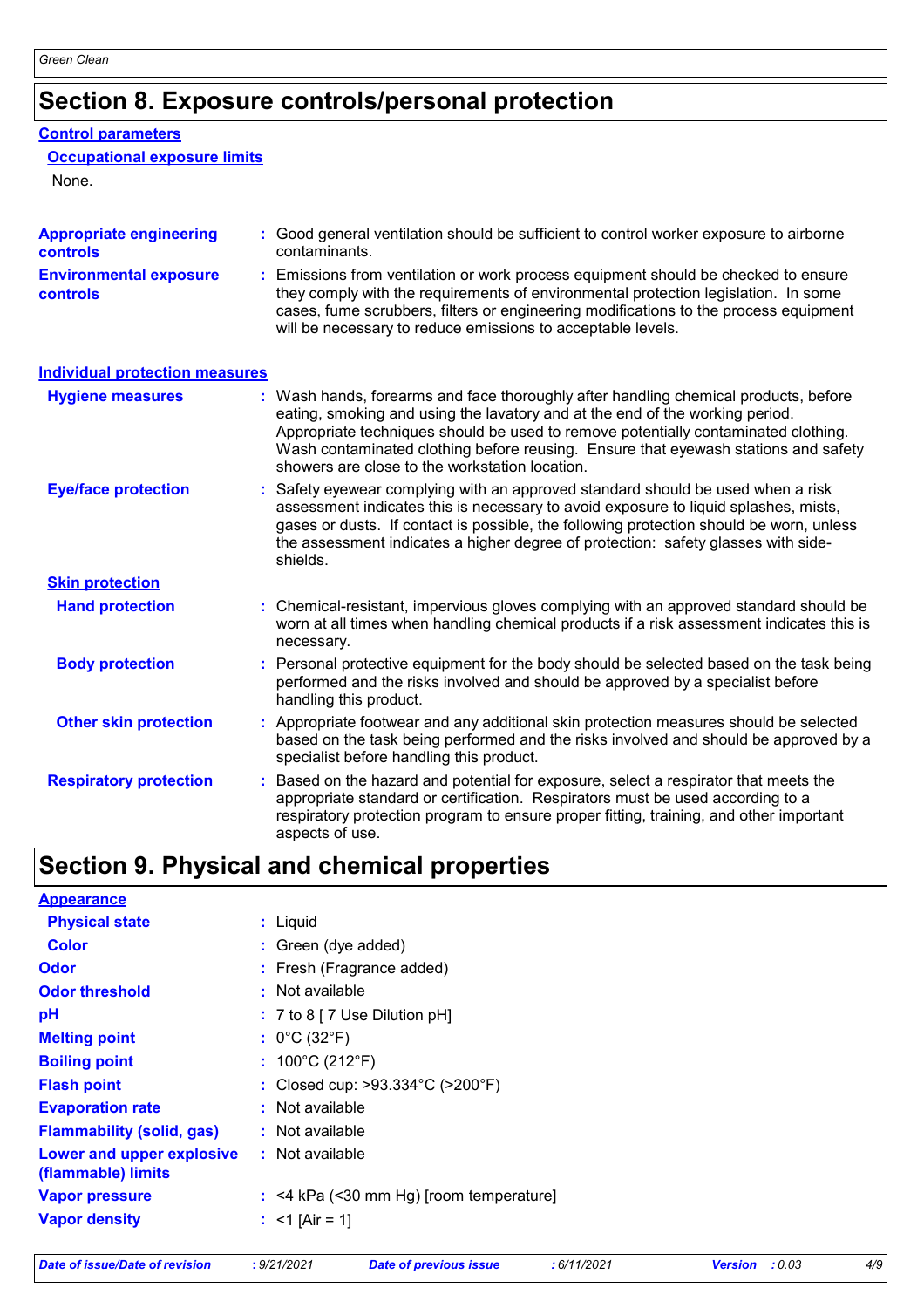# Section 8. Exposure controls/personal protection

## Control parameters

### Occupational exposure limits

None.

**Appropriate engineering controls** : Good general ventilation should be sufficient to control worker exposure to airborne contaminants.

**Environmental exposure controls** : Emissions from ventilation or work process equipment should be checked to ensure they comply with the requirements of environmental protection legislation. In some cases, fume scrubbers, filters or engineering modifications to the process equipment will be necessary to reduce emissions to acceptable levels.

## Individual protection measures

**Hygiene measures** : Wash hands, forearms and face thoroughly after handling chemical products, before eating, smoking and using the lavatory and at the end of the working period. Appropriate techniques should be used to remove potentially contaminated clothing. Wash contaminated clothing before reusing. Ensure that eyewash stations and safety showers are close to the workstation location.

**Eye/face protection** : Safety eyewear complying with an approved standard should be used when a risk assessment indicates this is necessary to avoid exposure to liquid splashes, mists, gases or dusts. If contact is possible, the following protection should be worn, unless the assessment indicates a higher degree of protection: safety glasses with side-shields.

### Skin protection

**Hand protection** : Chemical-resistant, impervious gloves complying with an approved standard should be worn at all times when handling chemical products if a risk assessment indicates this is necessary.

**Body protection** : Personal protective equipment for the body should be selected based on the task being performed and the risks involved and should be approved by a specialist before handling this product.

**Other skin protection** : Appropriate footwear and any additional skin protection measures should be selected based on the task being performed and the risks involved and should be approved by a specialist before handling this product.

**Respiratory protection** : Based on the hazard and potential for exposure, select a respirator that meets the appropriate standard or certification. Respirators must be used according to a respiratory protection program to ensure proper fitting, training, and other important aspects of use.

# Section 9. Physical and chemical properties

## Appearance

**Physical state** : Liquid

**Color** : Green (dye added)

**Odor** : Fresh (Fragrance added)

**Odor threshold** : Not available

**pH** : 7 to 8 [ 7 Use Dilution pH]

**Melting point** : 0°C (32°F)

**Boiling point** : 100°C (212°F)

**Flash point** : Closed cup: >93.334°C (>200°F)

**Evaporation rate** : Not available

**Flammability (solid, gas)** : Not available

**Lower and upper explosive (flammable) limits** : Not available

**Vapor pressure** : <4 kPa (<30 mm Hg) [room temperature]

**Vapor density** : <1 [Air = 1]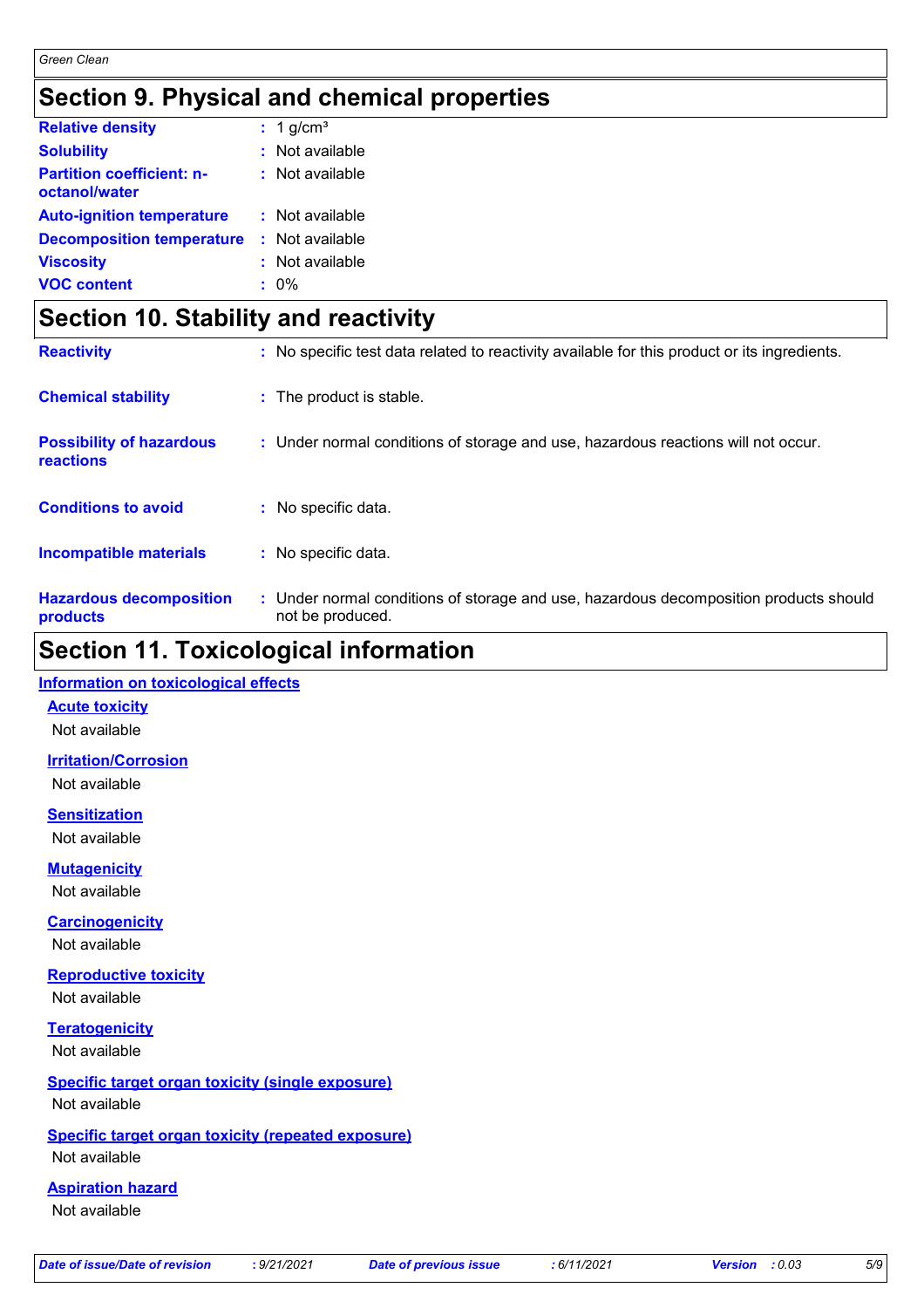## Section 9. Physical and chemical properties

| | |
|---|---|
| **Relative density** | : 1 g/cm³ |
| **Solubility** | : Not available |
| **Partition coefficient: n-octanol/water** | : Not available |
| **Auto-ignition temperature** | : Not available |
| **Decomposition temperature** | : Not available |
| **Viscosity** | : Not available |
| **VOC content** | : 0% |

## Section 10. Stability and reactivity

| | |
|---|---|
| **Reactivity** | : No specific test data related to reactivity available for this product or its ingredients. |
| **Chemical stability** | : The product is stable. |
| **Possibility of hazardous reactions** | : Under normal conditions of storage and use, hazardous reactions will not occur. |
| **Conditions to avoid** | : No specific data. |
| **Incompatible materials** | : No specific data. |
| **Hazardous decomposition products** | : Under normal conditions of storage and use, hazardous decomposition products should not be produced. |

## Section 11. Toxicological information

### Information on toxicological effects

**Acute toxicity**

Not available

**Irritation/Corrosion**

Not available

**Sensitization**

Not available

**Mutagenicity**

Not available

**Carcinogenicity**

Not available

**Reproductive toxicity**

Not available

**Teratogenicity**

Not available

**Specific target organ toxicity (single exposure)**

Not available

**Specific target organ toxicity (repeated exposure)**

Not available

**Aspiration hazard**

Not available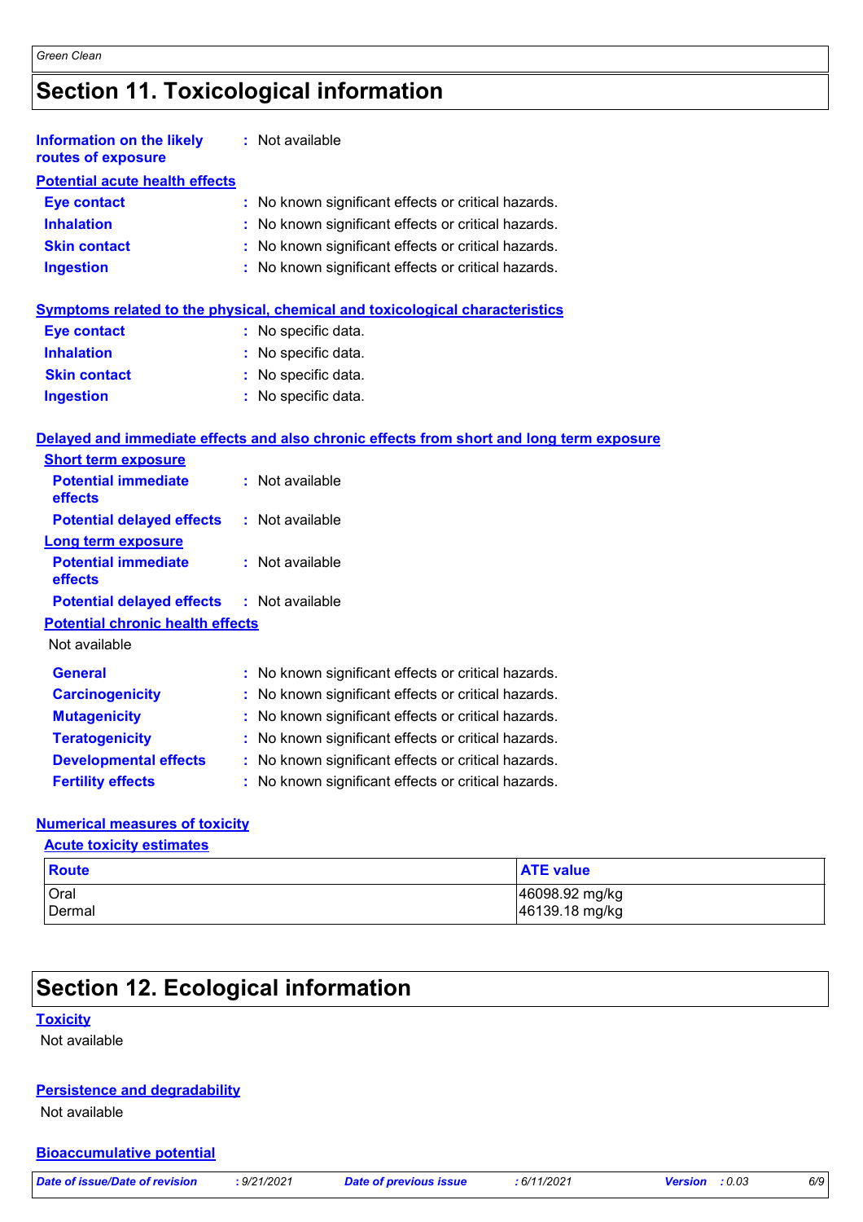# Section 11. Toxicological information

**Information on the likely routes of exposure** : Not available

**Potential acute health effects**

- **Eye contact** : No known significant effects or critical hazards.
- **Inhalation** : No known significant effects or critical hazards.
- **Skin contact** : No known significant effects or critical hazards.
- **Ingestion** : No known significant effects or critical hazards.

**Symptoms related to the physical, chemical and toxicological characteristics**

- **Eye contact** : No specific data.
- **Inhalation** : No specific data.
- **Skin contact** : No specific data.
- **Ingestion** : No specific data.

**Delayed and immediate effects and also chronic effects from short and long term exposure**

**Short term exposure**

- **Potential immediate effects** : Not available
- **Potential delayed effects** : Not available

**Long term exposure**

- **Potential immediate effects** : Not available
- **Potential delayed effects** : Not available

**Potential chronic health effects**

Not available

- **General** : No known significant effects or critical hazards.
- **Carcinogenicity** : No known significant effects or critical hazards.
- **Mutagenicity** : No known significant effects or critical hazards.
- **Teratogenicity** : No known significant effects or critical hazards.
- **Developmental effects** : No known significant effects or critical hazards.
- **Fertility effects** : No known significant effects or critical hazards.

**Numerical measures of toxicity**

**Acute toxicity estimates**

| Route | ATE value |
|---|---|
| Oral | 46098.92 mg/kg |
| Dermal | 46139.18 mg/kg |

# Section 12. Ecological information

**Toxicity**

Not available

**Persistence and degradability**

Not available

**Bioaccumulative potential**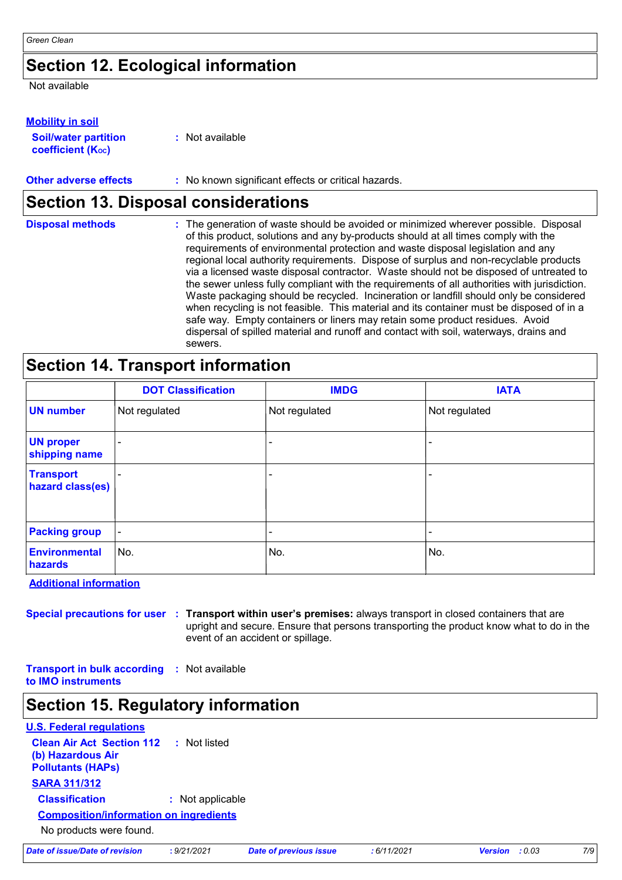## Section 12. Ecological information

Not available

**Mobility in soil**

**Soil/water partition coefficient ($K_{OC}$)** : Not available

**Other adverse effects** : No known significant effects or critical hazards.

## Section 13. Disposal considerations

**Disposal methods** : The generation of waste should be avoided or minimized wherever possible. Disposal of this product, solutions and any by-products should at all times comply with the requirements of environmental protection and waste disposal legislation and any regional local authority requirements. Dispose of surplus and non-recyclable products via a licensed waste disposal contractor. Waste should not be disposed of untreated to the sewer unless fully compliant with the requirements of all authorities with jurisdiction. Waste packaging should be recycled. Incineration or landfill should only be considered when recycling is not feasible. This material and its container must be disposed of in a safe way. Empty containers or liners may retain some product residues. Avoid dispersal of spilled material and runoff and contact with soil, waterways, drains and sewers.

## Section 14. Transport information

| | DOT Classification | IMDG | IATA |
|---|---|---|---|
| **UN number** | Not regulated | Not regulated | Not regulated |
| **UN proper shipping name** | - | - | - |
| **Transport hazard class(es)** | - | - | - |
| **Packing group** | - | - | - |
| **Environmental hazards** | No. | No. | No. |

**Additional information**

**Special precautions for user** : **Transport within user's premises:** always transport in closed containers that are upright and secure. Ensure that persons transporting the product know what to do in the event of an accident or spillage.

**Transport in bulk according to IMO instruments** : Not available

## Section 15. Regulatory information

**U.S. Federal regulations**

**Clean Air Act Section 112 (b) Hazardous Air Pollutants (HAPs)** : Not listed

**SARA 311/312**

**Classification** : Not applicable

**Composition/information on ingredients**

No products were found.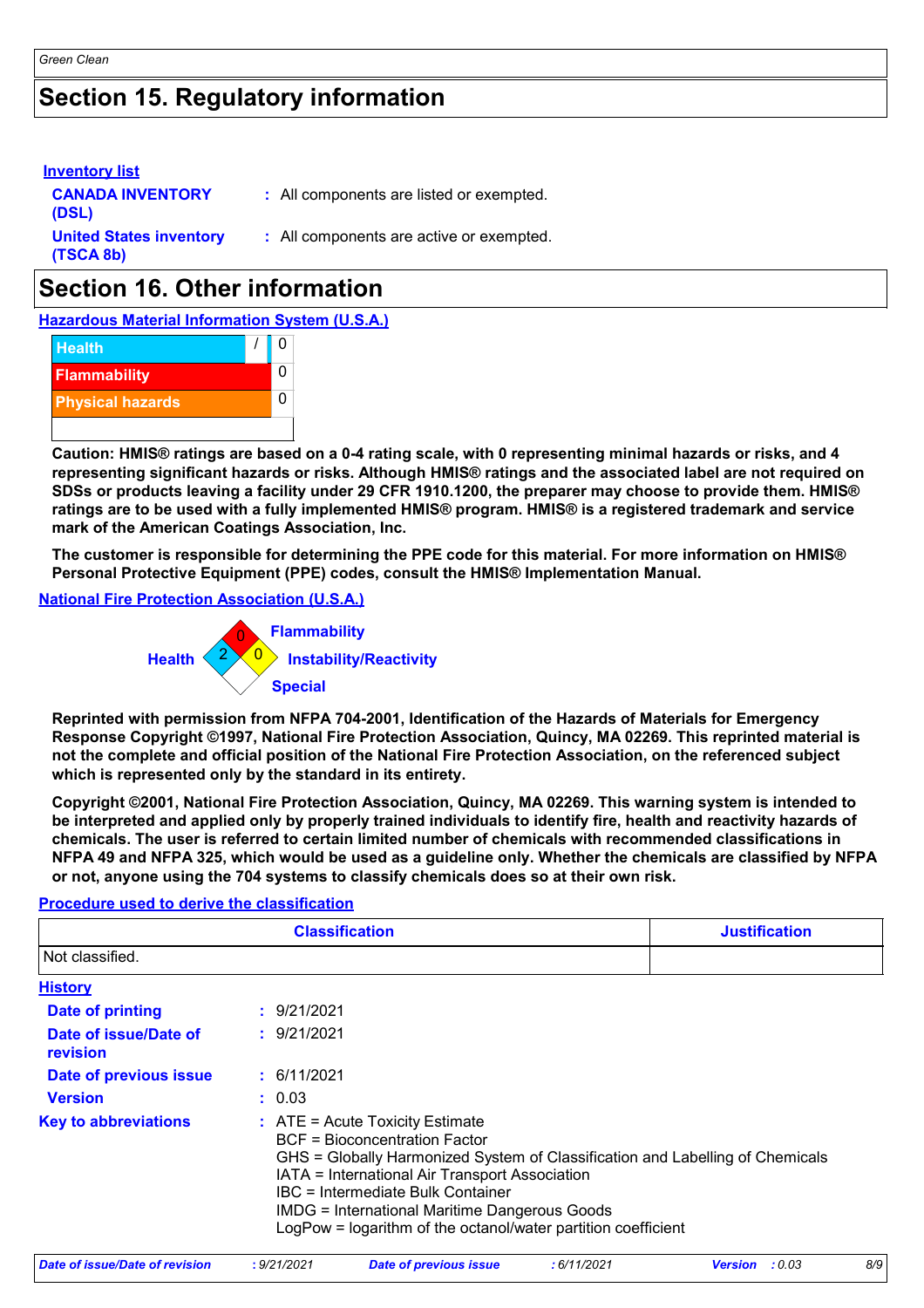# Section 15. Regulatory information

**Inventory list**

| | | |
|---|---|---|
| **CANADA INVENTORY (DSL)** | : | All components are listed or exempted. |
| **United States inventory (TSCA 8b)** | : | All components are active or exempted. |

# Section 16. Other information

**Hazardous Material Information System (U.S.A.)**

| | |
|---|---|
| Health | / 0 |
| Flammability | 0 |
| Physical hazards | 0 |
| | |

**Caution: HMIS® ratings are based on a 0-4 rating scale, with 0 representing minimal hazards or risks, and 4 representing significant hazards or risks. Although HMIS® ratings and the associated label are not required on SDSs or products leaving a facility under 29 CFR 1910.1200, the preparer may choose to provide them. HMIS® ratings are to be used with a fully implemented HMIS® program. HMIS® is a registered trademark and service mark of the American Coatings Association, Inc.**

**The customer is responsible for determining the PPE code for this material. For more information on HMIS® Personal Protective Equipment (PPE) codes, consult the HMIS® Implementation Manual.**

**National Fire Protection Association (U.S.A.)**

Flammability: 0
Health: 2
Instability/Reactivity: 0
Special:

**Reprinted with permission from NFPA 704-2001, Identification of the Hazards of Materials for Emergency Response Copyright ©1997, National Fire Protection Association, Quincy, MA 02269. This reprinted material is not the complete and official position of the National Fire Protection Association, on the referenced subject which is represented only by the standard in its entirety.**

**Copyright ©2001, National Fire Protection Association, Quincy, MA 02269. This warning system is intended to be interpreted and applied only by properly trained individuals to identify fire, health and reactivity hazards of chemicals. The user is referred to certain limited number of chemicals with recommended classifications in NFPA 49 and NFPA 325, which would be used as a guideline only. Whether the chemicals are classified by NFPA or not, anyone using the 704 systems to classify chemicals does so at their own risk.**

**Procedure used to derive the classification**

| Classification | Justification |
|---|---|
| Not classified. | |

**History**

| | | |
|---|---|---|
| **Date of printing** | : | 9/21/2021 |
| **Date of issue/Date of revision** | : | 9/21/2021 |
| **Date of previous issue** | : | 6/11/2021 |
| **Version** | : | 0.03 |
| **Key to abbreviations** | : | ATE = Acute Toxicity Estimate<br>BCF = Bioconcentration Factor<br>GHS = Globally Harmonized System of Classification and Labelling of Chemicals<br>IATA = International Air Transport Association<br>IBC = Intermediate Bulk Container<br>IMDG = International Maritime Dangerous Goods<br>LogPow = logarithm of the octanol/water partition coefficient |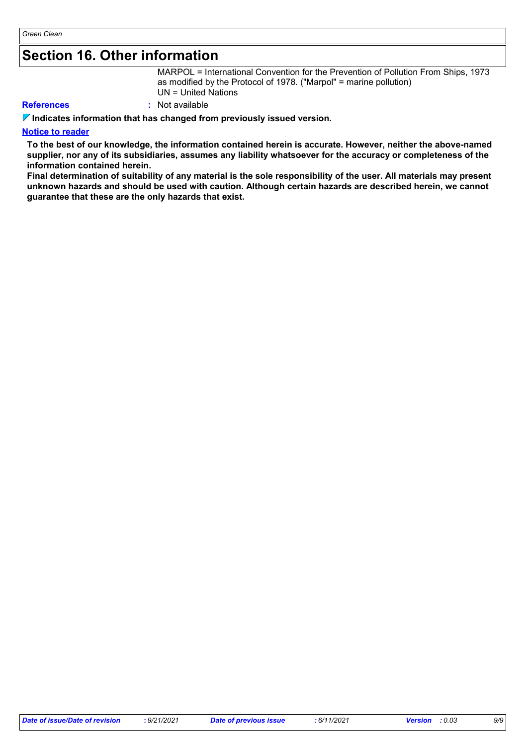## Section 16. Other information

MARPOL = International Convention for the Prevention of Pollution From Ships, 1973 as modified by the Protocol of 1978. ("Marpol" = marine pollution)
UN = United Nations

**References** : Not available

**Indicates information that has changed from previously issued version.**

**Notice to reader**

**To the best of our knowledge, the information contained herein is accurate. However, neither the above-named supplier, nor any of its subsidiaries, assumes any liability whatsoever for the accuracy or completeness of the information contained herein.**

**Final determination of suitability of any material is the sole responsibility of the user. All materials may present unknown hazards and should be used with caution. Although certain hazards are described herein, we cannot guarantee that these are the only hazards that exist.**